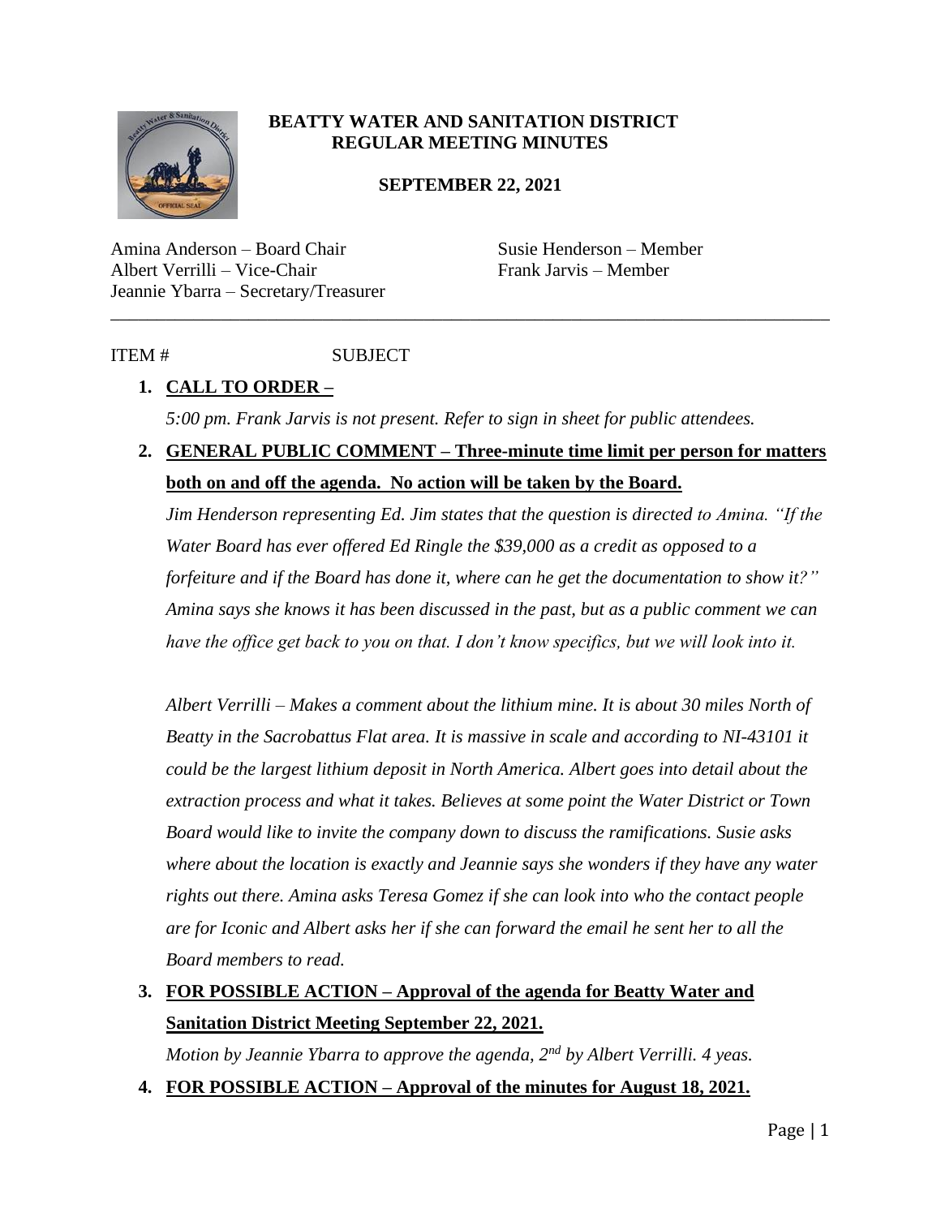**BEATTY WATER AND SANITATION DISTRICT**
**REGULAR MEETING MINUTES**

**SEPTEMBER 22, 2021**

Amina Anderson – Board Chair
Albert Verrilli – Vice-Chair
Jeannie Ybarra – Secretary/Treasurer
Susie Henderson – Member
Frank Jarvis – Member

---

ITEM # SUBJECT

1. **CALL TO ORDER –**

   *5:00 pm. Frank Jarvis is not present. Refer to sign in sheet for public attendees.*

2. **GENERAL PUBLIC COMMENT – Three-minute time limit per person for matters both on and off the agenda. No action will be taken by the Board.**

   *Jim Henderson representing Ed. Jim states that the question is directed to Amina. "If the Water Board has ever offered Ed Ringle the $39,000 as a credit as opposed to a forfeiture and if the Board has done it, where can he get the documentation to show it?" Amina says she knows it has been discussed in the past, but as a public comment we can have the office get back to you on that. I don't know specifics, but we will look into it.*

   *Albert Verrilli – Makes a comment about the lithium mine. It is about 30 miles North of Beatty in the Sacrobattus Flat area. It is massive in scale and according to NI-43101 it could be the largest lithium deposit in North America. Albert goes into detail about the extraction process and what it takes. Believes at some point the Water District or Town Board would like to invite the company down to discuss the ramifications. Susie asks where about the location is exactly and Jeannie says she wonders if they have any water rights out there. Amina asks Teresa Gomez if she can look into who the contact people are for Iconic and Albert asks her if she can forward the email he sent her to all the Board members to read.*

3. **FOR POSSIBLE ACTION – Approval of the agenda for Beatty Water and Sanitation District Meeting September 22, 2021.**

   *Motion by Jeannie Ybarra to approve the agenda, 2nd by Albert Verrilli. 4 yeas.*

4. **FOR POSSIBLE ACTION – Approval of the minutes for August 18, 2021.**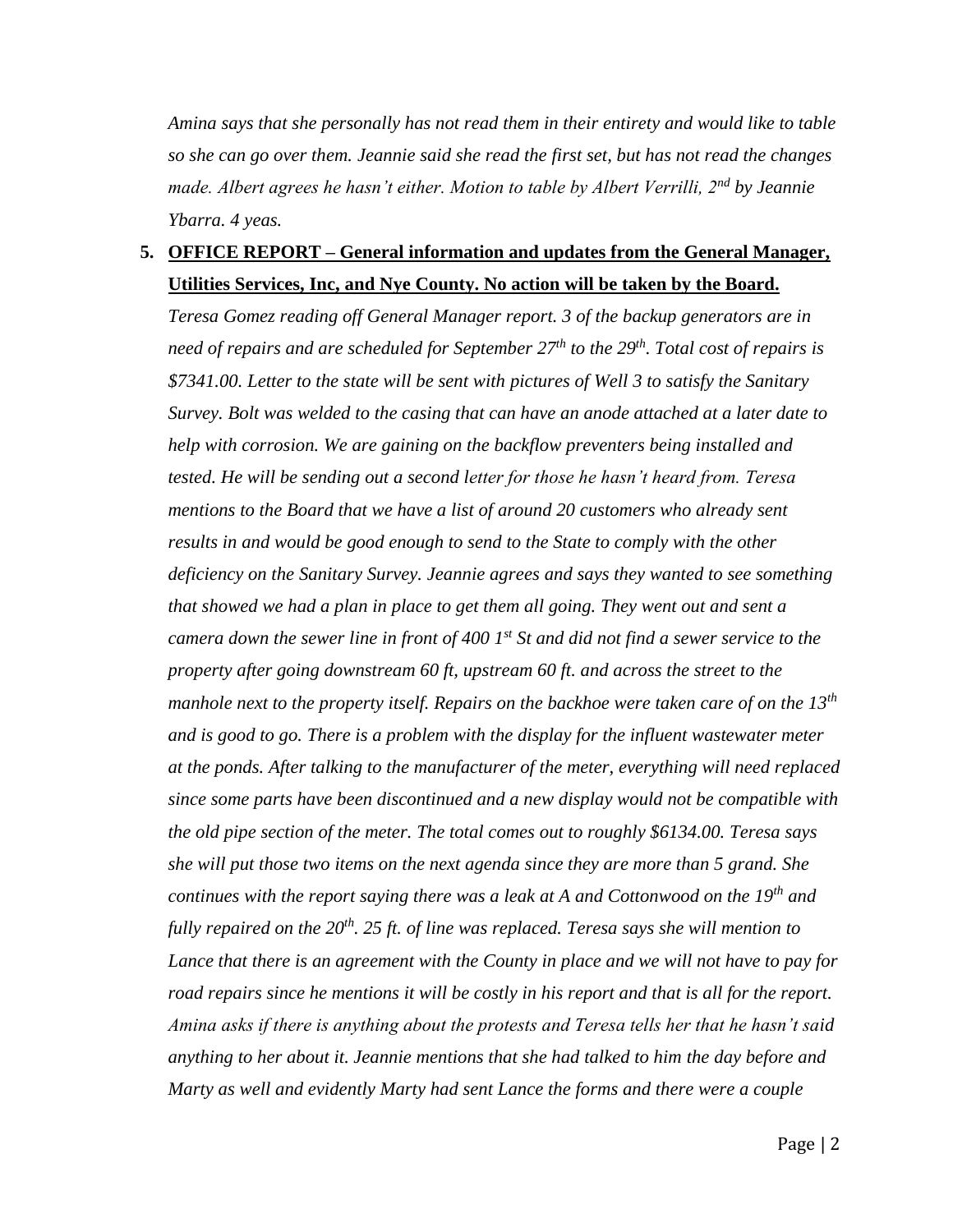*Amina says that she personally has not read them in their entirety and would like to table so she can go over them. Jeannie said she read the first set, but has not read the changes made. Albert agrees he hasn't either. Motion to table by Albert Verrilli, 2nd by Jeannie Ybarra. 4 yeas.*

5. **OFFICE REPORT – General information and updates from the General Manager, Utilities Services, Inc, and Nye County. No action will be taken by the Board.**

   *Teresa Gomez reading off General Manager report. 3 of the backup generators are in need of repairs and are scheduled for September 27th to the 29th. Total cost of repairs is $7341.00. Letter to the state will be sent with pictures of Well 3 to satisfy the Sanitary Survey. Bolt was welded to the casing that can have an anode attached at a later date to help with corrosion. We are gaining on the backflow preventers being installed and tested. He will be sending out a second letter for those he hasn't heard from. Teresa mentions to the Board that we have a list of around 20 customers who already sent results in and would be good enough to send to the State to comply with the other deficiency on the Sanitary Survey. Jeannie agrees and says they wanted to see something that showed we had a plan in place to get them all going. They went out and sent a camera down the sewer line in front of 400 1st St and did not find a sewer service to the property after going downstream 60 ft, upstream 60 ft. and across the street to the manhole next to the property itself. Repairs on the backhoe were taken care of on the 13th and is good to go. There is a problem with the display for the influent wastewater meter at the ponds. After talking to the manufacturer of the meter, everything will need replaced since some parts have been discontinued and a new display would not be compatible with the old pipe section of the meter. The total comes out to roughly $6134.00. Teresa says she will put those two items on the next agenda since they are more than 5 grand. She continues with the report saying there was a leak at A and Cottonwood on the 19th and fully repaired on the 20th. 25 ft. of line was replaced. Teresa says she will mention to Lance that there is an agreement with the County in place and we will not have to pay for road repairs since he mentions it will be costly in his report and that is all for the report. Amina asks if there is anything about the protests and Teresa tells her that he hasn't said anything to her about it. Jeannie mentions that she had talked to him the day before and Marty as well and evidently Marty had sent Lance the forms and there were a couple*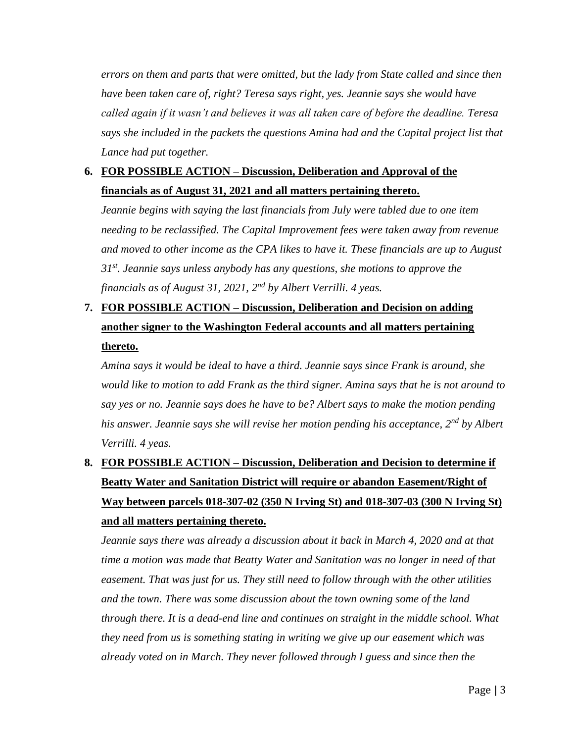*errors on them and parts that were omitted, but the lady from State called and since then have been taken care of, right? Teresa says right, yes. Jeannie says she would have called again if it wasn't and believes it was all taken care of before the deadline. Teresa says she included in the packets the questions Amina had and the Capital project list that Lance had put together.*

6. **FOR POSSIBLE ACTION – Discussion, Deliberation and Approval of the financials as of August 31, 2021 and all matters pertaining thereto.**

   *Jeannie begins with saying the last financials from July were tabled due to one item needing to be reclassified. The Capital Improvement fees were taken away from revenue and moved to other income as the CPA likes to have it. These financials are up to August 31st. Jeannie says unless anybody has any questions, she motions to approve the financials as of August 31, 2021, 2nd by Albert Verrilli. 4 yeas.*

7. **FOR POSSIBLE ACTION – Discussion, Deliberation and Decision on adding another signer to the Washington Federal accounts and all matters pertaining thereto.**

   *Amina says it would be ideal to have a third. Jeannie says since Frank is around, she would like to motion to add Frank as the third signer. Amina says that he is not around to say yes or no. Jeannie says does he have to be? Albert says to make the motion pending his answer. Jeannie says she will revise her motion pending his acceptance, 2nd by Albert Verrilli. 4 yeas.*

8. **FOR POSSIBLE ACTION – Discussion, Deliberation and Decision to determine if Beatty Water and Sanitation District will require or abandon Easement/Right of Way between parcels 018-307-02 (350 N Irving St) and 018-307-03 (300 N Irving St) and all matters pertaining thereto.**

   *Jeannie says there was already a discussion about it back in March 4, 2020 and at that time a motion was made that Beatty Water and Sanitation was no longer in need of that easement. That was just for us. They still need to follow through with the other utilities and the town. There was some discussion about the town owning some of the land through there. It is a dead-end line and continues on straight in the middle school. What they need from us is something stating in writing we give up our easement which was already voted on in March. They never followed through I guess and since then the*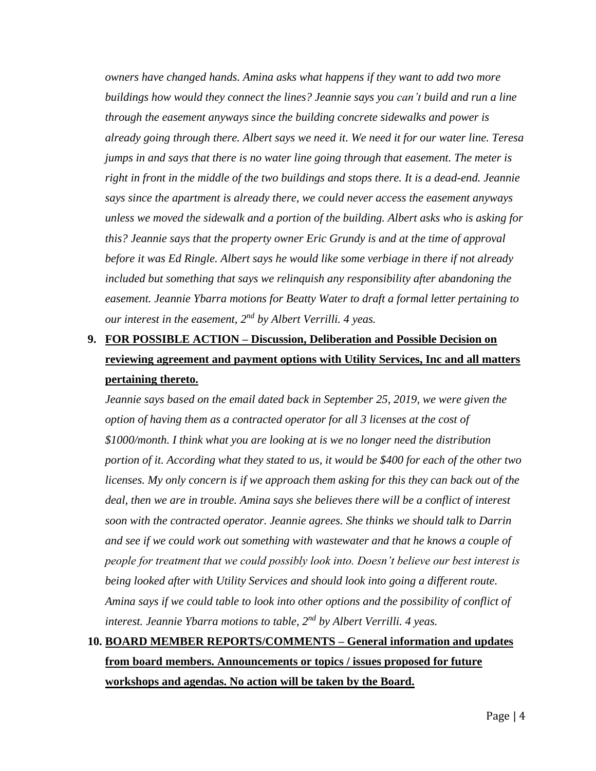*owners have changed hands. Amina asks what happens if they want to add two more buildings how would they connect the lines? Jeannie says you can't build and run a line through the easement anyways since the building concrete sidewalks and power is already going through there. Albert says we need it. We need it for our water line. Teresa jumps in and says that there is no water line going through that easement. The meter is right in front in the middle of the two buildings and stops there. It is a dead-end. Jeannie says since the apartment is already there, we could never access the easement anyways unless we moved the sidewalk and a portion of the building. Albert asks who is asking for this? Jeannie says that the property owner Eric Grundy is and at the time of approval before it was Ed Ringle. Albert says he would like some verbiage in there if not already included but something that says we relinquish any responsibility after abandoning the easement. Jeannie Ybarra motions for Beatty Water to draft a formal letter pertaining to our interest in the easement, 2nd by Albert Verrilli. 4 yeas.*

9. **FOR POSSIBLE ACTION – Discussion, Deliberation and Possible Decision on reviewing agreement and payment options with Utility Services, Inc and all matters pertaining thereto.**

   *Jeannie says based on the email dated back in September 25, 2019, we were given the option of having them as a contracted operator for all 3 licenses at the cost of $1000/month. I think what you are looking at is we no longer need the distribution portion of it. According what they stated to us, it would be $400 for each of the other two licenses. My only concern is if we approach them asking for this they can back out of the deal, then we are in trouble. Amina says she believes there will be a conflict of interest soon with the contracted operator. Jeannie agrees. She thinks we should talk to Darrin and see if we could work out something with wastewater and that he knows a couple of people for treatment that we could possibly look into. Doesn't believe our best interest is being looked after with Utility Services and should look into going a different route. Amina says if we could table to look into other options and the possibility of conflict of interest. Jeannie Ybarra motions to table, 2nd by Albert Verrilli. 4 yeas.*

10. **BOARD MEMBER REPORTS/COMMENTS – General information and updates from board members. Announcements or topics / issues proposed for future workshops and agendas. No action will be taken by the Board.**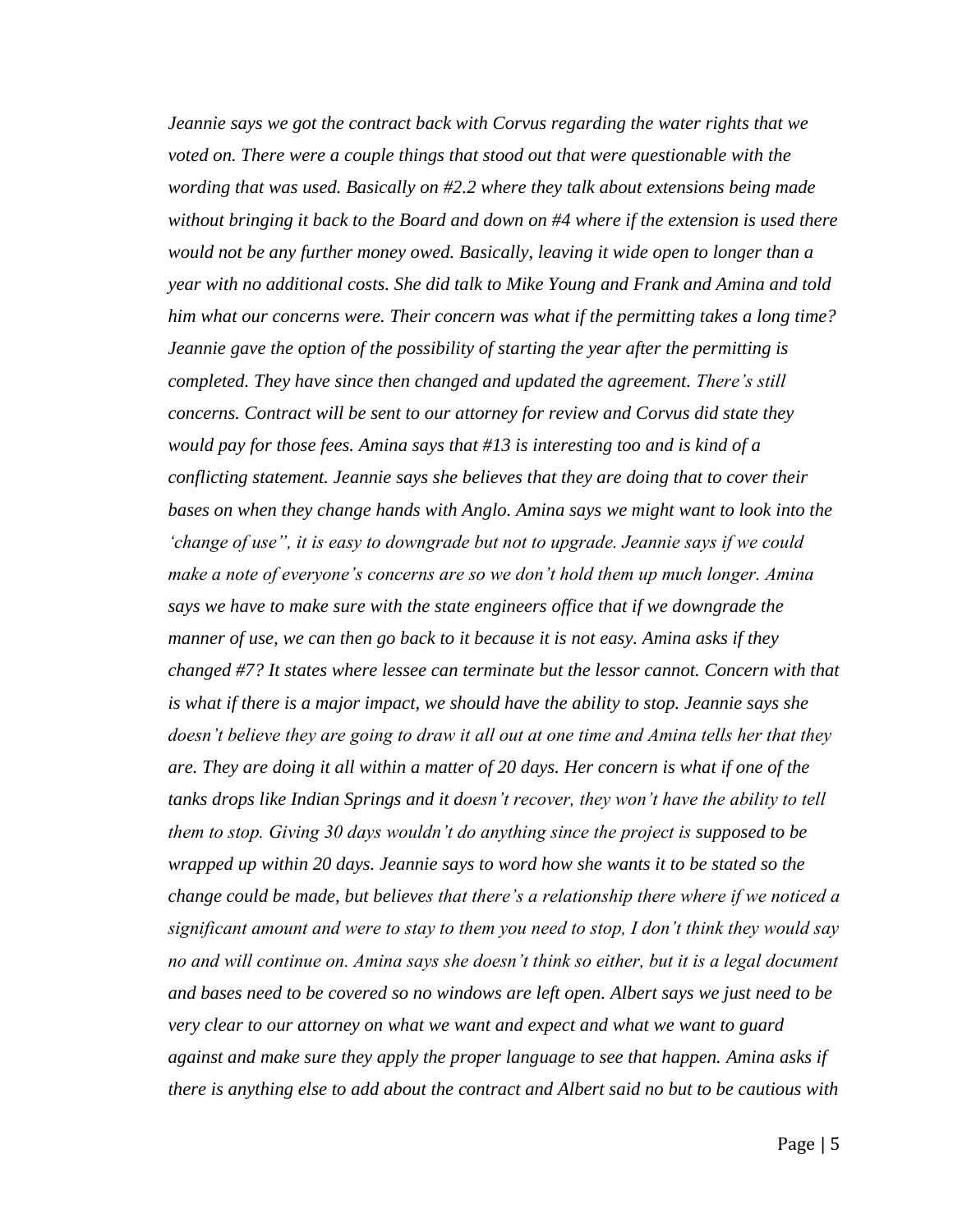*Jeannie says we got the contract back with Corvus regarding the water rights that we voted on. There were a couple things that stood out that were questionable with the wording that was used. Basically on #2.2 where they talk about extensions being made without bringing it back to the Board and down on #4 where if the extension is used there would not be any further money owed. Basically, leaving it wide open to longer than a year with no additional costs. She did talk to Mike Young and Frank and Amina and told him what our concerns were. Their concern was what if the permitting takes a long time? Jeannie gave the option of the possibility of starting the year after the permitting is completed. They have since then changed and updated the agreement. There's still concerns. Contract will be sent to our attorney for review and Corvus did state they would pay for those fees. Amina says that #13 is interesting too and is kind of a conflicting statement. Jeannie says she believes that they are doing that to cover their bases on when they change hands with Anglo. Amina says we might want to look into the 'change of use", it is easy to downgrade but not to upgrade. Jeannie says if we could make a note of everyone's concerns are so we don't hold them up much longer. Amina says we have to make sure with the state engineers office that if we downgrade the manner of use, we can then go back to it because it is not easy. Amina asks if they changed #7? It states where lessee can terminate but the lessor cannot. Concern with that is what if there is a major impact, we should have the ability to stop. Jeannie says she doesn't believe they are going to draw it all out at one time and Amina tells her that they are. They are doing it all within a matter of 20 days. Her concern is what if one of the tanks drops like Indian Springs and it doesn't recover, they won't have the ability to tell them to stop. Giving 30 days wouldn't do anything since the project is supposed to be wrapped up within 20 days. Jeannie says to word how she wants it to be stated so the change could be made, but believes that there's a relationship there where if we noticed a significant amount and were to stay to them you need to stop, I don't think they would say no and will continue on. Amina says she doesn't think so either, but it is a legal document and bases need to be covered so no windows are left open. Albert says we just need to be very clear to our attorney on what we want and expect and what we want to guard against and make sure they apply the proper language to see that happen. Amina asks if there is anything else to add about the contract and Albert said no but to be cautious with*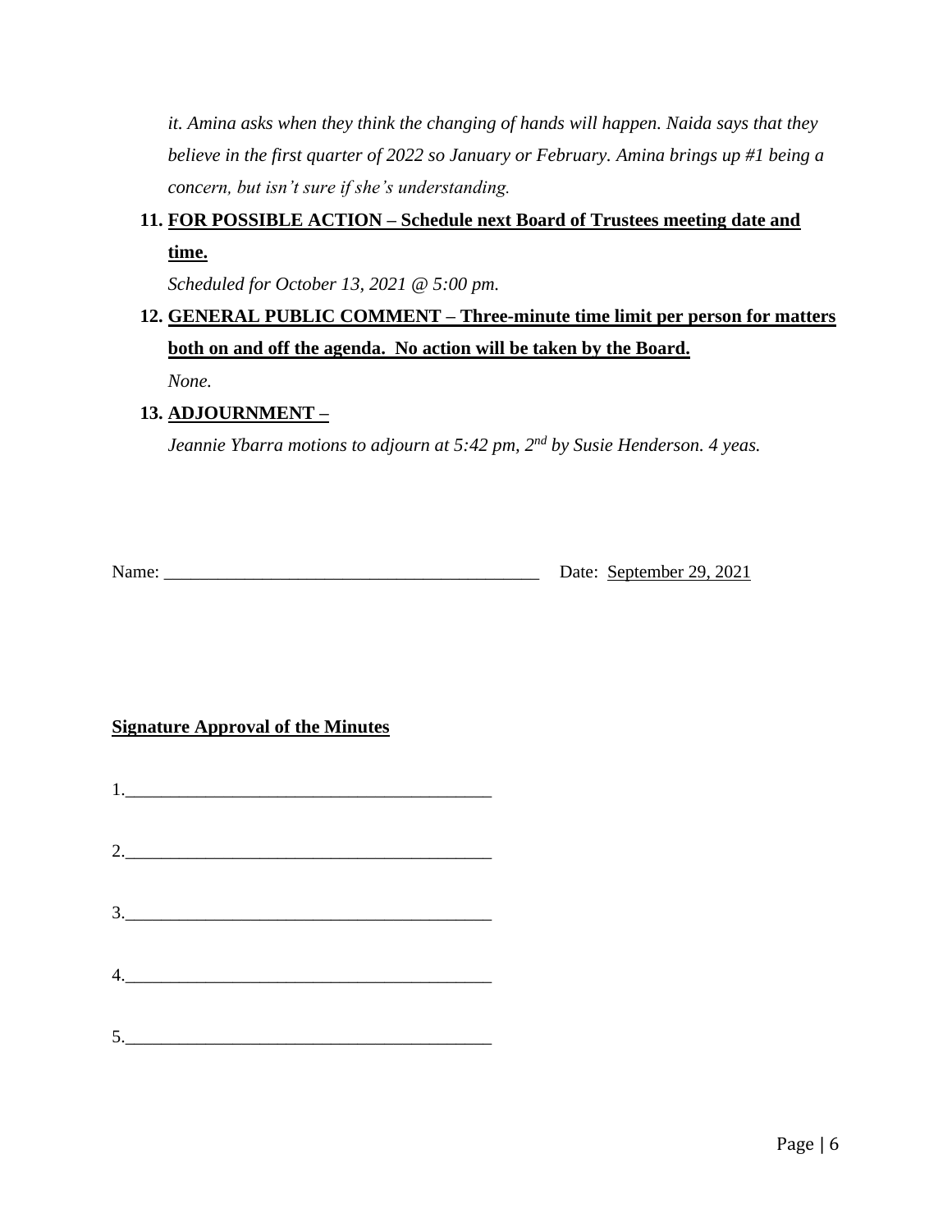*it. Amina asks when they think the changing of hands will happen. Naida says that they believe in the first quarter of 2022 so January or February. Amina brings up #1 being a concern, but isn't sure if she's understanding.*

11. **FOR POSSIBLE ACTION – Schedule next Board of Trustees meeting date and time.**

    *Scheduled for October 13, 2021 @ 5:00 pm.*

12. **GENERAL PUBLIC COMMENT – Three-minute time limit per person for matters both on and off the agenda. No action will be taken by the Board.**

    *None.*

13. **ADJOURNMENT –**

    *Jeannie Ybarra motions to adjourn at 5:42 pm, 2nd by Susie Henderson. 4 yeas.*

Name: ___________________________________________ Date: September 29, 2021

**Signature Approval of the Minutes**

1.________________________________________

2.________________________________________

3.________________________________________

4.________________________________________

5.________________________________________